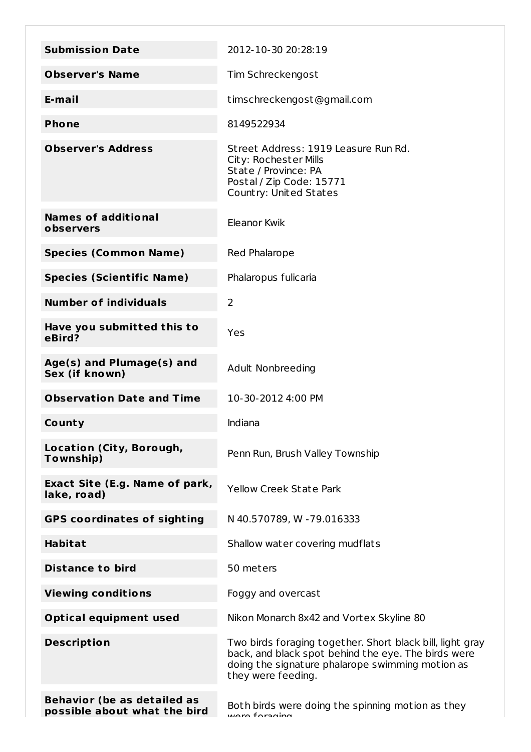| | |
|---|---|
| **Submission Date** | 2012-10-30 20:28:19 |
| **Observer's Name** | Tim Schreckengost |
| **E-mail** | timschreckengost@gmail.com |
| **Phone** | 8149522934 |
| **Observer's Address** | Street Address: 1919 Leasure Run Rd.<br>City: Rochester Mills<br>State / Province: PA<br>Postal / Zip Code: 15771<br>Country: United States |
| **Names of additional observers** | Eleanor Kwik |
| **Species (Common Name)** | Red Phalarope |
| **Species (Scientific Name)** | Phalaropus fulicaria |
| **Number of individuals** | 2 |
| **Have you submitted this to eBird?** | Yes |
| **Age(s) and Plumage(s) and Sex (if known)** | Adult Nonbreeding |
| **Observation Date and Time** | 10-30-2012 4:00 PM |
| **County** | Indiana |
| **Location (City, Borough, Township)** | Penn Run, Brush Valley Township |
| **Exact Site (E.g. Name of park, lake, road)** | Yellow Creek State Park |
| **GPS coordinates of sighting** | N 40.570789, W -79.016333 |
| **Habitat** | Shallow water covering mudflats |
| **Distance to bird** | 50 meters |
| **Viewing conditions** | Foggy and overcast |
| **Optical equipment used** | Nikon Monarch 8x42 and Vortex Skyline 80 |
| **Description** | Two birds foraging together. Short black bill, light gray back, and black spot behind the eye. The birds were doing the signature phalarope swimming motion as they were feeding. |
| **Behavior (be as detailed as possible about what the bird** | Both birds were doing the spinning motion as they were foraging. |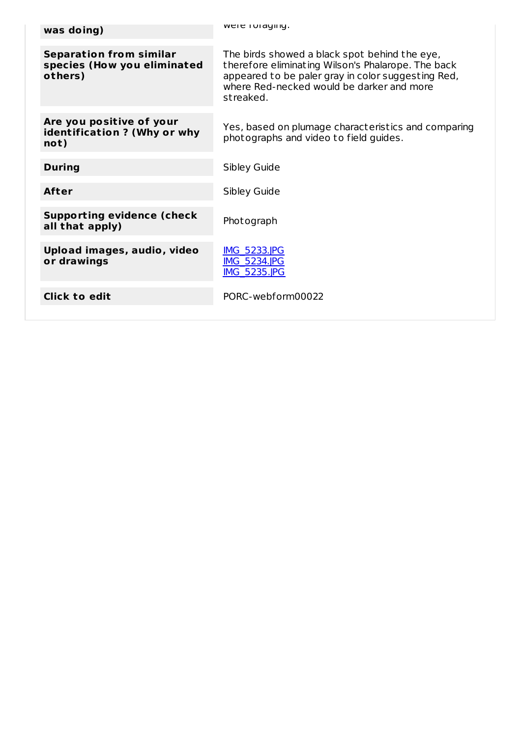| | |
|---|---|
| **was doing)** | were foraging. |
| **Separation from similar species (How you eliminated others)** | The birds showed a black spot behind the eye, therefore eliminating Wilson's Phalarope. The back appeared to be paler gray in color suggesting Red, where Red-necked would be darker and more streaked. |
| **Are you positive of your identification ? (Why or why not)** | Yes, based on plumage characteristics and comparing photographs and video to field guides. |
| **During** | Sibley Guide |
| **After** | Sibley Guide |
| **Supporting evidence (check all that apply)** | Photograph |
| **Upload images, audio, video or drawings** | IMG_5233.JPG<br>IMG_5234.JPG<br>IMG_5235.JPG |
| **Click to edit** | PORC-webform00022 |